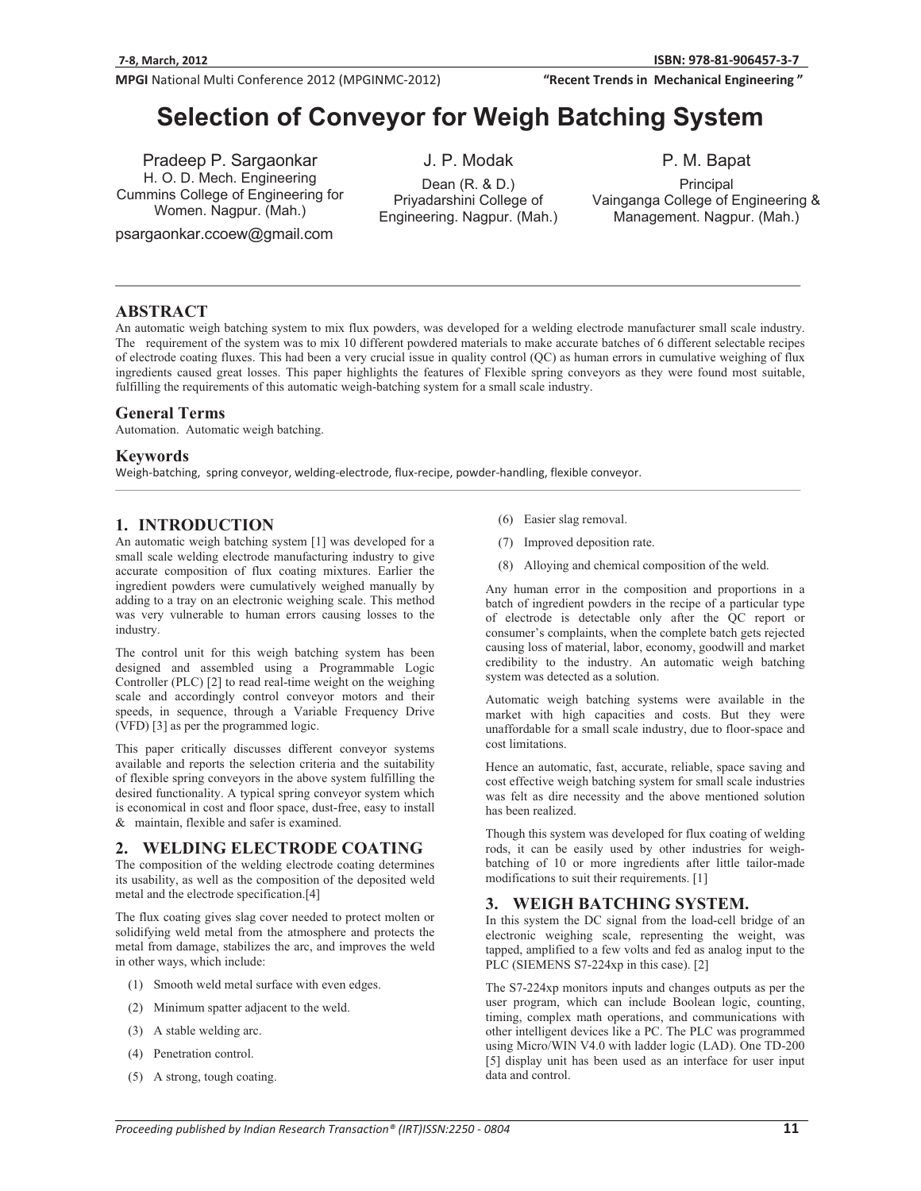# Selection of Conveyor for Weigh Batching System

Pradeep P. Sargaonkar
H. O. D. Mech. Engineering
Cummins College of Engineering for Women. Nagpur. (Mah.)
psargaonkar.ccoew@gmail.com

J. P. Modak
Dean (R. & D.)
Priyadarshini College of Engineering. Nagpur. (Mah.)

P. M. Bapat
Principal
Vainganga College of Engineering & Management. Nagpur. (Mah.)

## ABSTRACT

An automatic weigh batching system to mix flux powders, was developed for a welding electrode manufacturer small scale industry. The requirement of the system was to mix 10 different powdered materials to make accurate batches of 6 different selectable recipes of electrode coating fluxes. This had been a very crucial issue in quality control (QC) as human errors in cumulative weighing of flux ingredients caused great losses. This paper highlights the features of Flexible spring conveyors as they were found most suitable, fulfilling the requirements of this automatic weigh-batching system for a small scale industry.

### General Terms

Automation. Automatic weigh batching.

### Keywords

Weigh-batching, spring conveyor, welding-electrode, flux-recipe, powder-handling, flexible conveyor.

## 1. INTRODUCTION

An automatic weigh batching system [1] was developed for a small scale welding electrode manufacturing industry to give accurate composition of flux coating mixtures. Earlier the ingredient powders were cumulatively weighed manually by adding to a tray on an electronic weighing scale. This method was very vulnerable to human errors causing losses to the industry.

The control unit for this weigh batching system has been designed and assembled using a Programmable Logic Controller (PLC) [2] to read real-time weight on the weighing scale and accordingly control conveyor motors and their speeds, in sequence, through a Variable Frequency Drive (VFD) [3] as per the programmed logic.

This paper critically discusses different conveyor systems available and reports the selection criteria and the suitability of flexible spring conveyors in the above system fulfilling the desired functionality. A typical spring conveyor system which is economical in cost and floor space, dust-free, easy to install & maintain, flexible and safer is examined.

## 2. WELDING ELECTRODE COATING

The composition of the welding electrode coating determines its usability, as well as the composition of the deposited weld metal and the electrode specification.[4]

The flux coating gives slag cover needed to protect molten or solidifying weld metal from the atmosphere and protects the metal from damage, stabilizes the arc, and improves the weld in other ways, which include:

1. Smooth weld metal surface with even edges.
2. Minimum spatter adjacent to the weld.
3. A stable welding arc.
4. Penetration control.
5. A strong, tough coating.
6. Easier slag removal.
7. Improved deposition rate.
8. Alloying and chemical composition of the weld.

Any human error in the composition and proportions in a batch of ingredient powders in the recipe of a particular type of electrode is detectable only after the QC report or consumer's complaints, when the complete batch gets rejected causing loss of material, labor, economy, goodwill and market credibility to the industry. An automatic weigh batching system was detected as a solution.

Automatic weigh batching systems were available in the market with high capacities and costs. But they were unaffordable for a small scale industry, due to floor-space and cost limitations.

Hence an automatic, fast, accurate, reliable, space saving and cost effective weigh batching system for small scale industries was felt as dire necessity and the above mentioned solution has been realized.

Though this system was developed for flux coating of welding rods, it can be easily used by other industries for weigh-batching of 10 or more ingredients after little tailor-made modifications to suit their requirements. [1]

## 3. WEIGH BATCHING SYSTEM.

In this system the DC signal from the load-cell bridge of an electronic weighing scale, representing the weight, was tapped, amplified to a few volts and fed as analog input to the PLC (SIEMENS S7-224xp in this case). [2]

The S7-224xp monitors inputs and changes outputs as per the user program, which can include Boolean logic, counting, timing, complex math operations, and communications with other intelligent devices like a PC. The PLC was programmed using Micro/WIN V4.0 with ladder logic (LAD). One TD-200 [5] display unit has been used as an interface for user input data and control.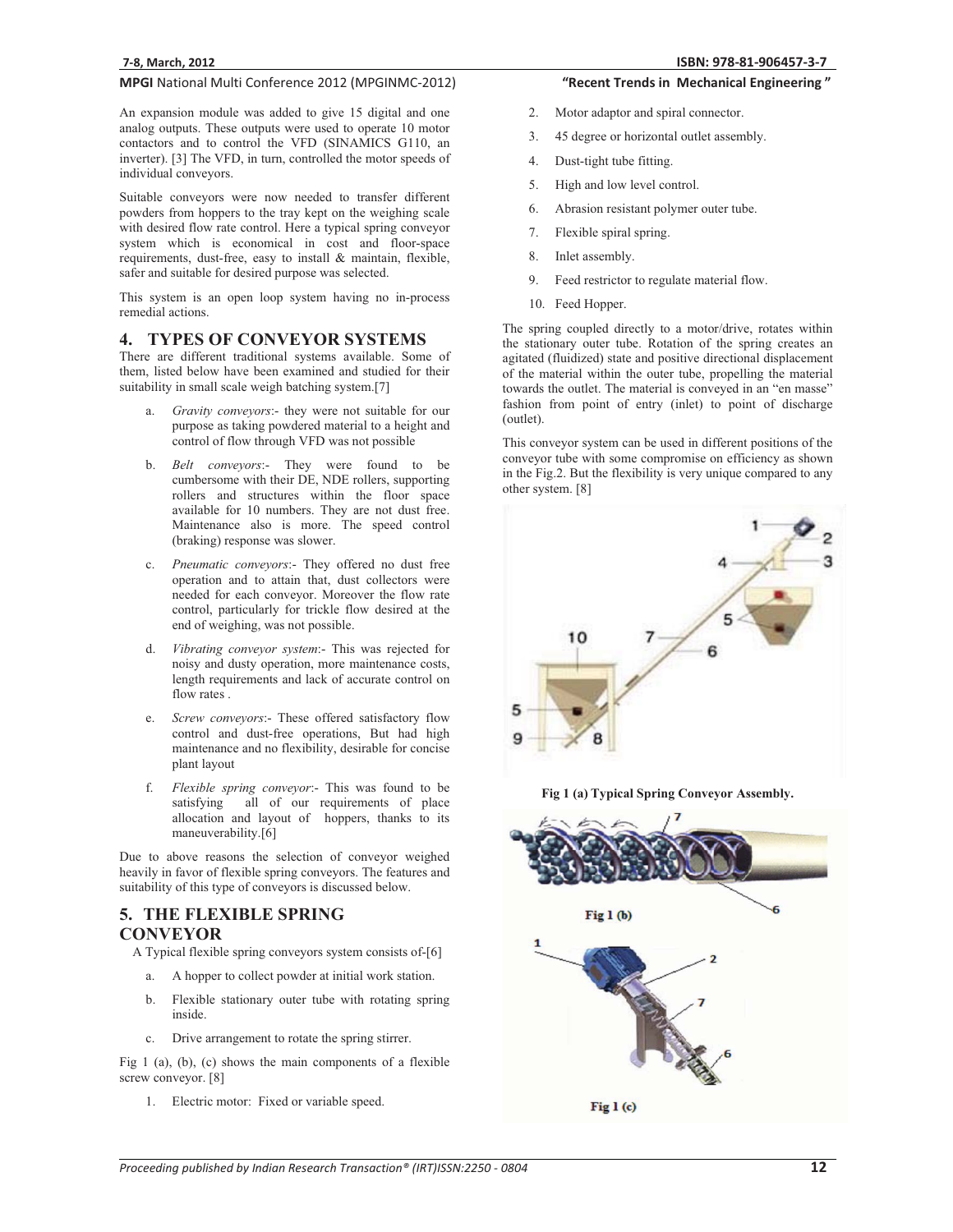An expansion module was added to give 15 digital and one analog outputs. These outputs were used to operate 10 motor contactors and to control the VFD (SINAMICS G110, an inverter). [3] The VFD, in turn, controlled the motor speeds of individual conveyors.

Suitable conveyors were now needed to transfer different powders from hoppers to the tray kept on the weighing scale with desired flow rate control. Here a typical spring conveyor system which is economical in cost and floor-space requirements, dust-free, easy to install & maintain, flexible, safer and suitable for desired purpose was selected.

This system is an open loop system having no in-process remedial actions.

## 4. TYPES OF CONVEYOR SYSTEMS

There are different traditional systems available. Some of them, listed below have been examined and studied for their suitability in small scale weigh batching system.[7]

a. *Gravity conveyors*:- they were not suitable for our purpose as taking powdered material to a height and control of flow through VFD was not possible

b. *Belt conveyors*:- They were found to be cumbersome with their DE, NDE rollers, supporting rollers and structures within the floor space available for 10 numbers. They are not dust free. Maintenance also is more. The speed control (braking) response was slower.

c. *Pneumatic conveyors*:- They offered no dust free operation and to attain that, dust collectors were needed for each conveyor. Moreover the flow rate control, particularly for trickle flow desired at the end of weighing, was not possible.

d. *Vibrating conveyor system*:- This was rejected for noisy and dusty operation, more maintenance costs, length requirements and lack of accurate control on flow rates .

e. *Screw conveyors*:- These offered satisfactory flow control and dust-free operations, But had high maintenance and no flexibility, desirable for concise plant layout

f. *Flexible spring conveyor*:- This was found to be satisfying all of our requirements of place allocation and layout of hoppers, thanks to its maneuverability.[6]

Due to above reasons the selection of conveyor weighed heavily in favor of flexible spring conveyors. The features and suitability of this type of conveyors is discussed below.

## 5. THE FLEXIBLE SPRING CONVEYOR

A Typical flexible spring conveyors system consists of-[6]

a. A hopper to collect powder at initial work station.

b. Flexible stationary outer tube with rotating spring inside.

c. Drive arrangement to rotate the spring stirrer.

Fig 1 (a), (b), (c) shows the main components of a flexible screw conveyor. [8]

1. Electric motor: Fixed or variable speed.
2. Motor adaptor and spiral connector.
3. 45 degree or horizontal outlet assembly.
4. Dust-tight tube fitting.
5. High and low level control.
6. Abrasion resistant polymer outer tube.
7. Flexible spiral spring.
8. Inlet assembly.
9. Feed restrictor to regulate material flow.
10. Feed Hopper.

The spring coupled directly to a motor/drive, rotates within the stationary outer tube. Rotation of the spring creates an agitated (fluidized) state and positive directional displacement of the material within the outer tube, propelling the material towards the outlet. The material is conveyed in an "en masse" fashion from point of entry (inlet) to point of discharge (outlet).

This conveyor system can be used in different positions of the conveyor tube with some compromise on efficiency as shown in the Fig.2. But the flexibility is very unique compared to any other system. [8]

**Fig 1 (a) Typical Spring Conveyor Assembly.**

Fig 1 (b)

Fig 1 (c)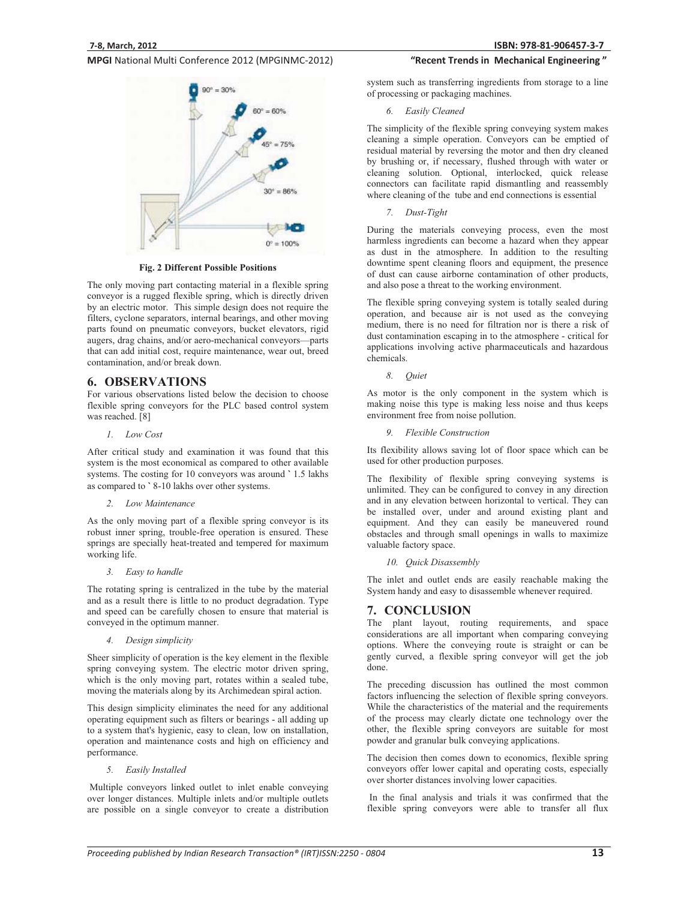Fig. 2 Different Possible Positions

The only moving part contacting material in a flexible spring conveyor is a rugged flexible spring, which is directly driven by an electric motor. This simple design does not require the filters, cyclone separators, internal bearings, and other moving parts found on pneumatic conveyors, bucket elevators, rigid augers, drag chains, and/or aero-mechanical conveyors—parts that can add initial cost, require maintenance, wear out, breed contamination, and/or break down.

## 6. OBSERVATIONS

For various observations listed below the decision to choose flexible spring conveyors for the PLC based control system was reached. [8]

*1. Low Cost*

After critical study and examination it was found that this system is the most economical as compared to other available systems. The costing for 10 conveyors was around ` 1.5 lakhs as compared to ` 8-10 lakhs over other systems.

*2. Low Maintenance*

As the only moving part of a flexible spring conveyor is its robust inner spring, trouble-free operation is ensured. These springs are specially heat-treated and tempered for maximum working life.

*3. Easy to handle*

The rotating spring is centralized in the tube by the material and as a result there is little to no product degradation. Type and speed can be carefully chosen to ensure that material is conveyed in the optimum manner.

*4. Design simplicity*

Sheer simplicity of operation is the key element in the flexible spring conveying system. The electric motor driven spring, which is the only moving part, rotates within a sealed tube, moving the materials along by its Archimedean spiral action.

This design simplicity eliminates the need for any additional operating equipment such as filters or bearings - all adding up to a system that's hygienic, easy to clean, low on installation, operation and maintenance costs and high on efficiency and performance.

*5. Easily Installed*

Multiple conveyors linked outlet to inlet enable conveying over longer distances. Multiple inlets and/or multiple outlets are possible on a single conveyor to create a distribution system such as transferring ingredients from storage to a line of processing or packaging machines.

*6. Easily Cleaned*

The simplicity of the flexible spring conveying system makes cleaning a simple operation. Conveyors can be emptied of residual material by reversing the motor and then dry cleaned by brushing or, if necessary, flushed through with water or cleaning solution. Optional, interlocked, quick release connectors can facilitate rapid dismantling and reassembly where cleaning of the tube and end connections is essential

*7. Dust-Tight*

During the materials conveying process, even the most harmless ingredients can become a hazard when they appear as dust in the atmosphere. In addition to the resulting downtime spent cleaning floors and equipment, the presence of dust can cause airborne contamination of other products, and also pose a threat to the working environment.

The flexible spring conveying system is totally sealed during operation, and because air is not used as the conveying medium, there is no need for filtration nor is there a risk of dust contamination escaping in to the atmosphere - critical for applications involving active pharmaceuticals and hazardous chemicals.

*8. Quiet*

As motor is the only component in the system which is making noise this type is making less noise and thus keeps environment free from noise pollution.

*9. Flexible Construction*

Its flexibility allows saving lot of floor space which can be used for other production purposes.

The flexibility of flexible spring conveying systems is unlimited. They can be configured to convey in any direction and in any elevation between horizontal to vertical. They can be installed over, under and around existing plant and equipment. And they can easily be maneuvered round obstacles and through small openings in walls to maximize valuable factory space.

*10. Quick Disassembly*

The inlet and outlet ends are easily reachable making the System handy and easy to disassemble whenever required.

## 7. CONCLUSION

The plant layout, routing requirements, and space considerations are all important when comparing conveying options. Where the conveying route is straight or can be gently curved, a flexible spring conveyor will get the job done.

The preceding discussion has outlined the most common factors influencing the selection of flexible spring conveyors. While the characteristics of the material and the requirements of the process may clearly dictate one technology over the other, the flexible spring conveyors are suitable for most powder and granular bulk conveying applications.

The decision then comes down to economics, flexible spring conveyors offer lower capital and operating costs, especially over shorter distances involving lower capacities.

In the final analysis and trials it was confirmed that the flexible spring conveyors were able to transfer all flux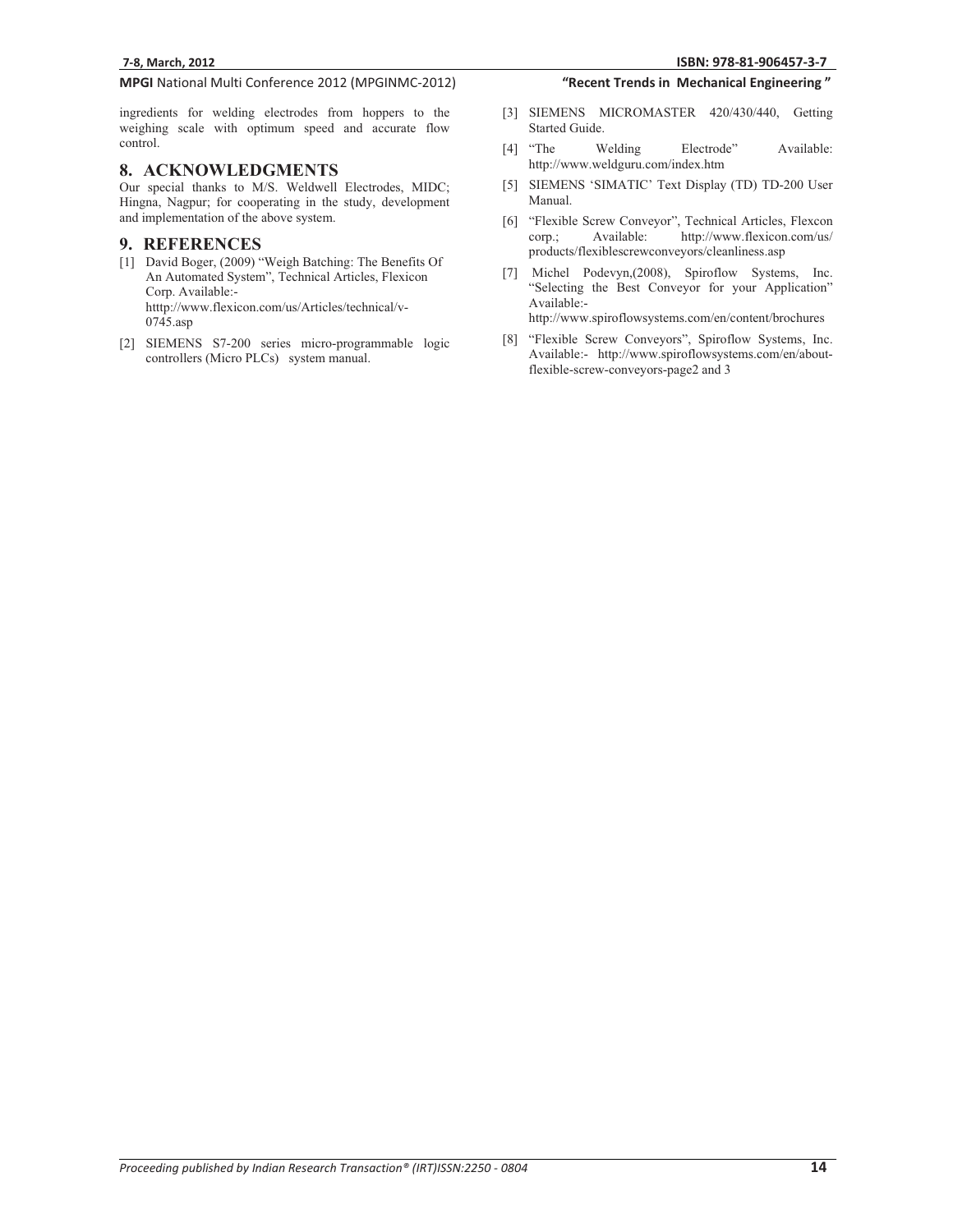ingredients for welding electrodes from hoppers to the weighing scale with optimum speed and accurate flow control.

## 8. ACKNOWLEDGMENTS

Our special thanks to M/S. Weldwell Electrodes, MIDC; Hingna, Nagpur; for cooperating in the study, development and implementation of the above system.

## 9. REFERENCES

[1] David Boger, (2009) "Weigh Batching: The Benefits Of An Automated System", Technical Articles, Flexicon Corp. Available:- htttp://www.flexicon.com/us/Articles/technical/v-0745.asp

[2] SIEMENS S7-200 series micro-programmable logic controllers (Micro PLCs) system manual.

[3] SIEMENS MICROMASTER 420/430/440, Getting Started Guide.

[4] "The Welding Electrode" Available: http://www.weldguru.com/index.htm

[5] SIEMENS 'SIMATIC' Text Display (TD) TD-200 User Manual.

[6] "Flexible Screw Conveyor", Technical Articles, Flexcon corp.; Available: http://www.flexicon.com/us/ products/flexiblescrewconveyors/cleanliness.asp

[7] Michel Podevyn,(2008), Spiroflow Systems, Inc. "Selecting the Best Conveyor for your Application" Available:- http://www.spiroflowsystems.com/en/content/brochures

[8] "Flexible Screw Conveyors", Spiroflow Systems, Inc. Available:- http://www.spiroflowsystems.com/en/about-flexible-screw-conveyors-page2 and 3